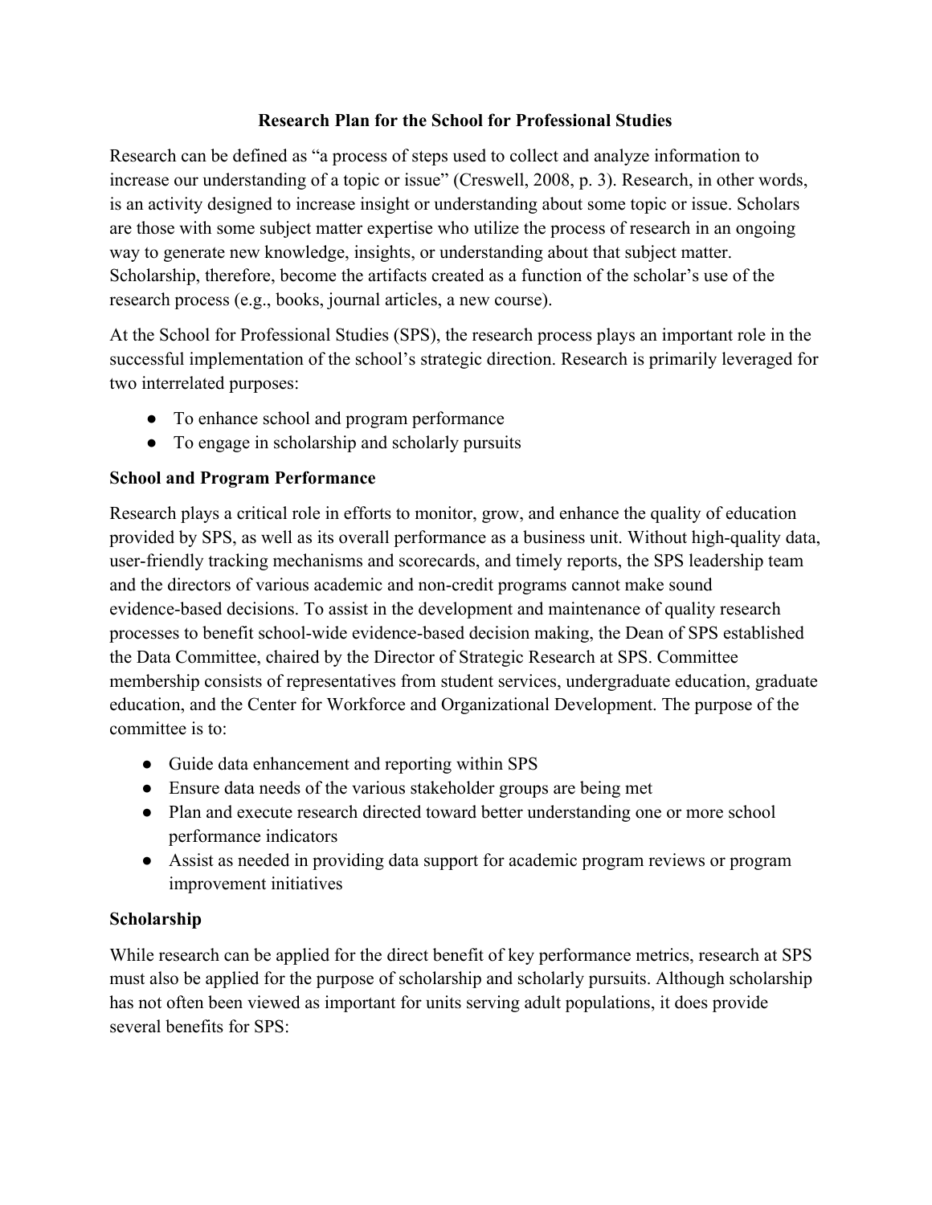# Research Plan for the School for Professional Studies

Research can be defined as "a process of steps used to collect and analyze information to increase our understanding of a topic or issue" (Creswell, 2008, p. 3). Research, in other words, is an activity designed to increase insight or understanding about some topic or issue. Scholars are those with some subject matter expertise who utilize the process of research in an ongoing way to generate new knowledge, insights, or understanding about that subject matter. Scholarship, therefore, become the artifacts created as a function of the scholar's use of the research process (e.g., books, journal articles, a new course).

At the School for Professional Studies (SPS), the research process plays an important role in the successful implementation of the school's strategic direction. Research is primarily leveraged for two interrelated purposes:

- To enhance school and program performance
- To engage in scholarship and scholarly pursuits

## School and Program Performance

Research plays a critical role in efforts to monitor, grow, and enhance the quality of education provided by SPS, as well as its overall performance as a business unit. Without high-quality data, user-friendly tracking mechanisms and scorecards, and timely reports, the SPS leadership team and the directors of various academic and non-credit programs cannot make sound evidence-based decisions. To assist in the development and maintenance of quality research processes to benefit school-wide evidence-based decision making, the Dean of SPS established the Data Committee, chaired by the Director of Strategic Research at SPS. Committee membership consists of representatives from student services, undergraduate education, graduate education, and the Center for Workforce and Organizational Development. The purpose of the committee is to:

- Guide data enhancement and reporting within SPS
- Ensure data needs of the various stakeholder groups are being met
- Plan and execute research directed toward better understanding one or more school performance indicators
- Assist as needed in providing data support for academic program reviews or program improvement initiatives

## Scholarship

While research can be applied for the direct benefit of key performance metrics, research at SPS must also be applied for the purpose of scholarship and scholarly pursuits. Although scholarship has not often been viewed as important for units serving adult populations, it does provide several benefits for SPS: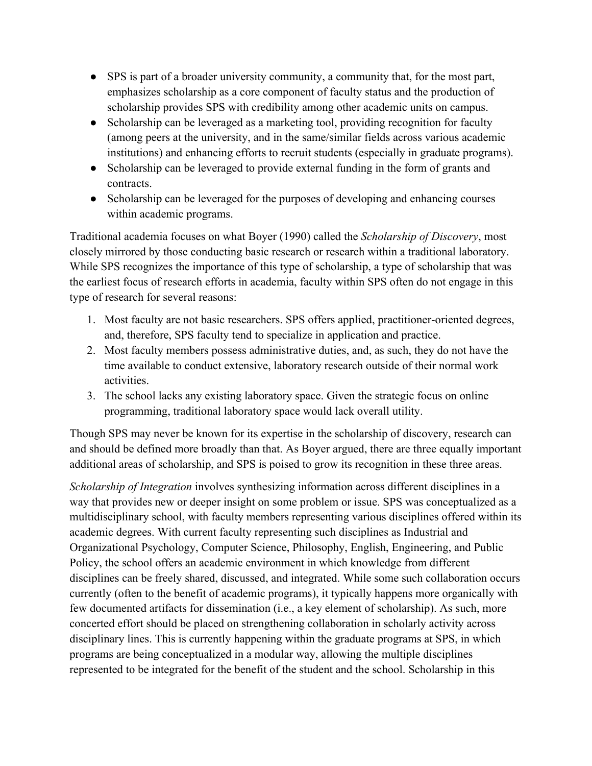- SPS is part of a broader university community, a community that, for the most part, emphasizes scholarship as a core component of faculty status and the production of scholarship provides SPS with credibility among other academic units on campus.
- Scholarship can be leveraged as a marketing tool, providing recognition for faculty (among peers at the university, and in the same/similar fields across various academic institutions) and enhancing efforts to recruit students (especially in graduate programs).
- Scholarship can be leveraged to provide external funding in the form of grants and contracts.
- Scholarship can be leveraged for the purposes of developing and enhancing courses within academic programs.

Traditional academia focuses on what Boyer (1990) called the *Scholarship of Discovery*, most closely mirrored by those conducting basic research or research within a traditional laboratory. While SPS recognizes the importance of this type of scholarship, a type of scholarship that was the earliest focus of research efforts in academia, faculty within SPS often do not engage in this type of research for several reasons:

1. Most faculty are not basic researchers. SPS offers applied, practitioner-oriented degrees, and, therefore, SPS faculty tend to specialize in application and practice.
2. Most faculty members possess administrative duties, and, as such, they do not have the time available to conduct extensive, laboratory research outside of their normal work activities.
3. The school lacks any existing laboratory space. Given the strategic focus on online programming, traditional laboratory space would lack overall utility.

Though SPS may never be known for its expertise in the scholarship of discovery, research can and should be defined more broadly than that. As Boyer argued, there are three equally important additional areas of scholarship, and SPS is poised to grow its recognition in these three areas.

*Scholarship of Integration* involves synthesizing information across different disciplines in a way that provides new or deeper insight on some problem or issue. SPS was conceptualized as a multidisciplinary school, with faculty members representing various disciplines offered within its academic degrees. With current faculty representing such disciplines as Industrial and Organizational Psychology, Computer Science, Philosophy, English, Engineering, and Public Policy, the school offers an academic environment in which knowledge from different disciplines can be freely shared, discussed, and integrated. While some such collaboration occurs currently (often to the benefit of academic programs), it typically happens more organically with few documented artifacts for dissemination (i.e., a key element of scholarship). As such, more concerted effort should be placed on strengthening collaboration in scholarly activity across disciplinary lines. This is currently happening within the graduate programs at SPS, in which programs are being conceptualized in a modular way, allowing the multiple disciplines represented to be integrated for the benefit of the student and the school. Scholarship in this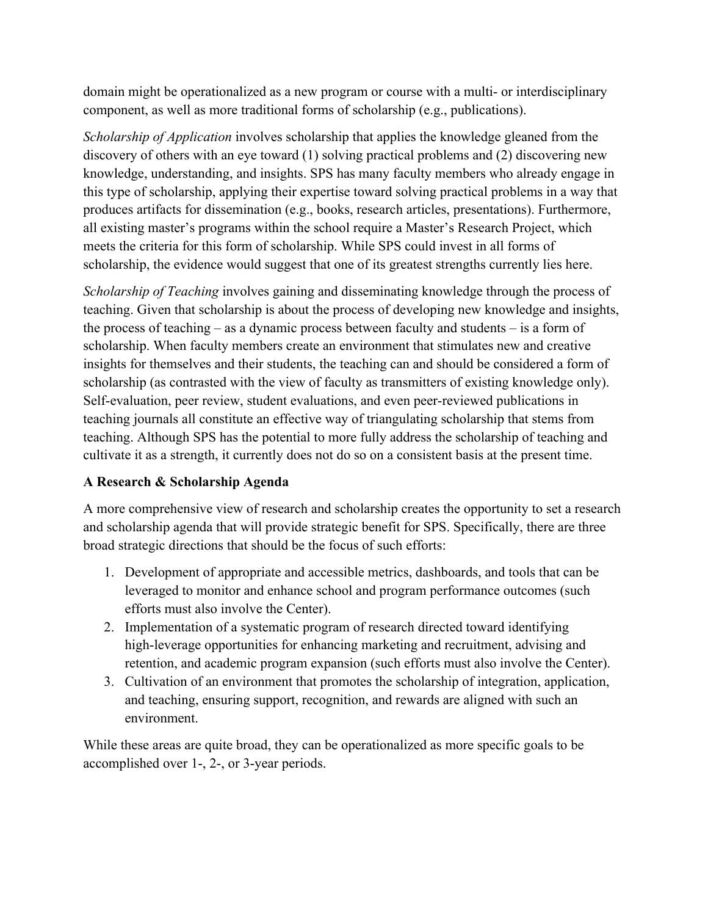domain might be operationalized as a new program or course with a multi- or interdisciplinary component, as well as more traditional forms of scholarship (e.g., publications).

*Scholarship of Application* involves scholarship that applies the knowledge gleaned from the discovery of others with an eye toward (1) solving practical problems and (2) discovering new knowledge, understanding, and insights. SPS has many faculty members who already engage in this type of scholarship, applying their expertise toward solving practical problems in a way that produces artifacts for dissemination (e.g., books, research articles, presentations). Furthermore, all existing master's programs within the school require a Master's Research Project, which meets the criteria for this form of scholarship. While SPS could invest in all forms of scholarship, the evidence would suggest that one of its greatest strengths currently lies here.

*Scholarship of Teaching* involves gaining and disseminating knowledge through the process of teaching. Given that scholarship is about the process of developing new knowledge and insights, the process of teaching – as a dynamic process between faculty and students – is a form of scholarship. When faculty members create an environment that stimulates new and creative insights for themselves and their students, the teaching can and should be considered a form of scholarship (as contrasted with the view of faculty as transmitters of existing knowledge only). Self-evaluation, peer review, student evaluations, and even peer-reviewed publications in teaching journals all constitute an effective way of triangulating scholarship that stems from teaching. Although SPS has the potential to more fully address the scholarship of teaching and cultivate it as a strength, it currently does not do so on a consistent basis at the present time.

### A Research & Scholarship Agenda

A more comprehensive view of research and scholarship creates the opportunity to set a research and scholarship agenda that will provide strategic benefit for SPS. Specifically, there are three broad strategic directions that should be the focus of such efforts:

1. Development of appropriate and accessible metrics, dashboards, and tools that can be leveraged to monitor and enhance school and program performance outcomes (such efforts must also involve the Center).
2. Implementation of a systematic program of research directed toward identifying high-leverage opportunities for enhancing marketing and recruitment, advising and retention, and academic program expansion (such efforts must also involve the Center).
3. Cultivation of an environment that promotes the scholarship of integration, application, and teaching, ensuring support, recognition, and rewards are aligned with such an environment.

While these areas are quite broad, they can be operationalized as more specific goals to be accomplished over 1-, 2-, or 3-year periods.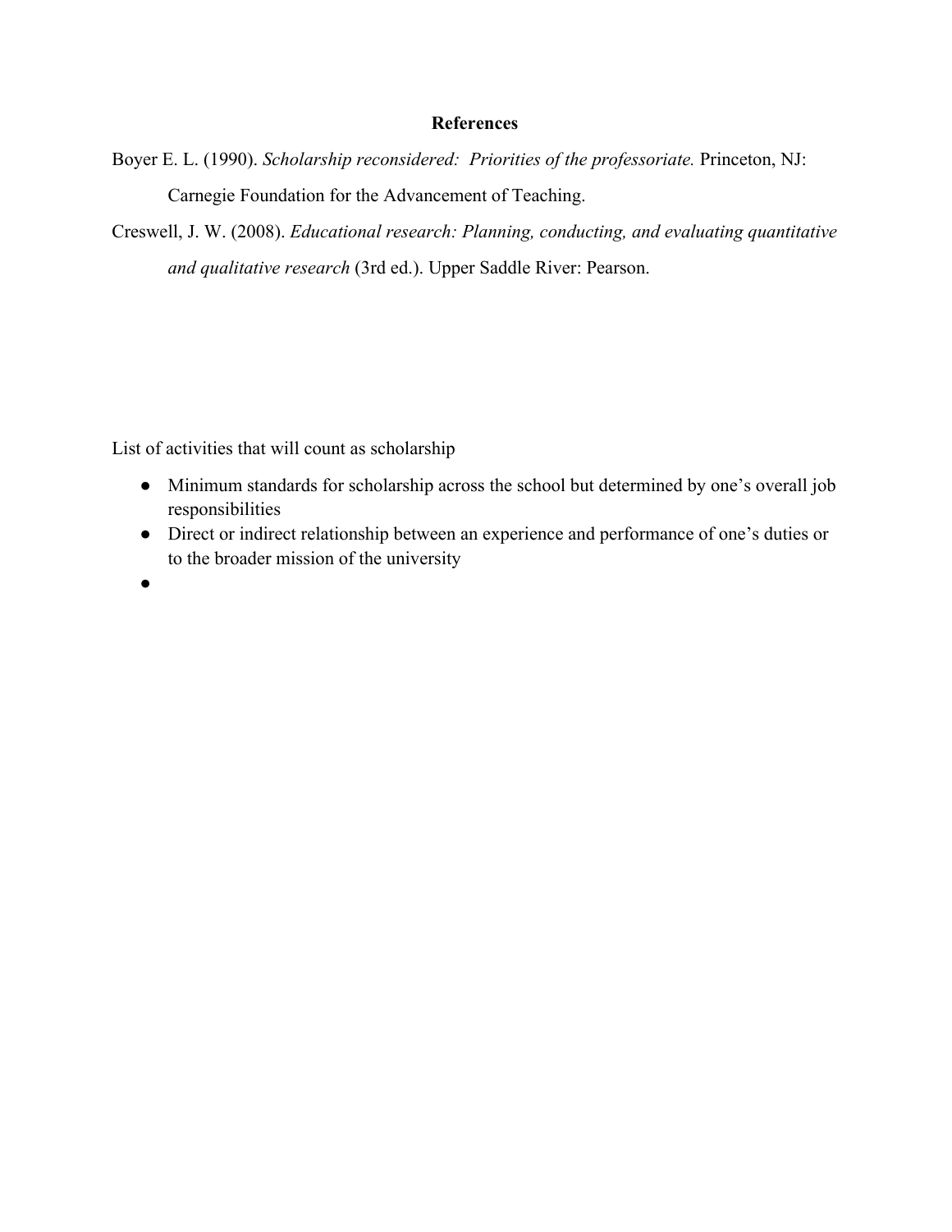## References

Boyer E. L. (1990). *Scholarship reconsidered: Priorities of the professoriate.* Princeton, NJ: Carnegie Foundation for the Advancement of Teaching.

Creswell, J. W. (2008). *Educational research: Planning, conducting, and evaluating quantitative and qualitative research* (3rd ed.). Upper Saddle River: Pearson.

List of activities that will count as scholarship

- Minimum standards for scholarship across the school but determined by one's overall job responsibilities
- Direct or indirect relationship between an experience and performance of one's duties or to the broader mission of the university
-